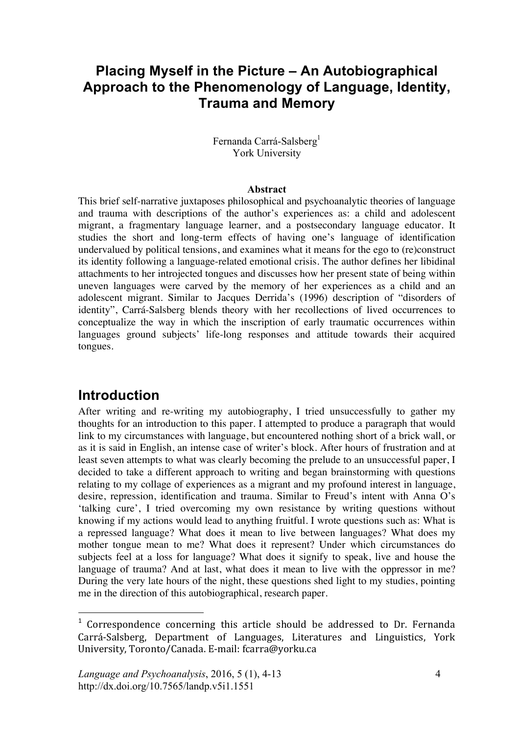# Placing Myself in the Picture – An Autobiographical Approach to the Phenomenology of Language, Identity, Trauma and Memory

Fernanda Carrá-Salsberg[1]
York University

**Abstract**

This brief self-narrative juxtaposes philosophical and psychoanalytic theories of language and trauma with descriptions of the author's experiences as: a child and adolescent migrant, a fragmentary language learner, and a postsecondary language educator. It studies the short and long-term effects of having one's language of identification undervalued by political tensions, and examines what it means for the ego to (re)construct its identity following a language-related emotional crisis. The author defines her libidinal attachments to her introjected tongues and discusses how her present state of being within uneven languages were carved by the memory of her experiences as a child and an adolescent migrant. Similar to Jacques Derrida's (1996) description of "disorders of identity", Carrá-Salsberg blends theory with her recollections of lived occurrences to conceptualize the way in which the inscription of early traumatic occurrences within languages ground subjects' life-long responses and attitude towards their acquired tongues.

## Introduction

After writing and re-writing my autobiography, I tried unsuccessfully to gather my thoughts for an introduction to this paper. I attempted to produce a paragraph that would link to my circumstances with language, but encountered nothing short of a brick wall, or as it is said in English, an intense case of writer's block. After hours of frustration and at least seven attempts to what was clearly becoming the prelude to an unsuccessful paper, I decided to take a different approach to writing and began brainstorming with questions relating to my collage of experiences as a migrant and my profound interest in language, desire, repression, identification and trauma. Similar to Freud's intent with Anna O's 'talking cure', I tried overcoming my own resistance by writing questions without knowing if my actions would lead to anything fruitful. I wrote questions such as: What is a repressed language? What does it mean to live between languages? What does my mother tongue mean to me? What does it represent? Under which circumstances do subjects feel at a loss for language? What does it signify to speak, live and house the language of trauma? And at last, what does it mean to live with the oppressor in me? During the very late hours of the night, these questions shed light to my studies, pointing me in the direction of this autobiographical, research paper.

[1] Correspondence concerning this article should be addressed to Dr. Fernanda Carrá-Salsberg, Department of Languages, Literatures and Linguistics, York University, Toronto/Canada. E-mail: fcarra@yorku.ca

*Language and Psychoanalysis*, 2016, 5 (1), 4-13
http://dx.doi.org/10.7565/landp.v5i1.1551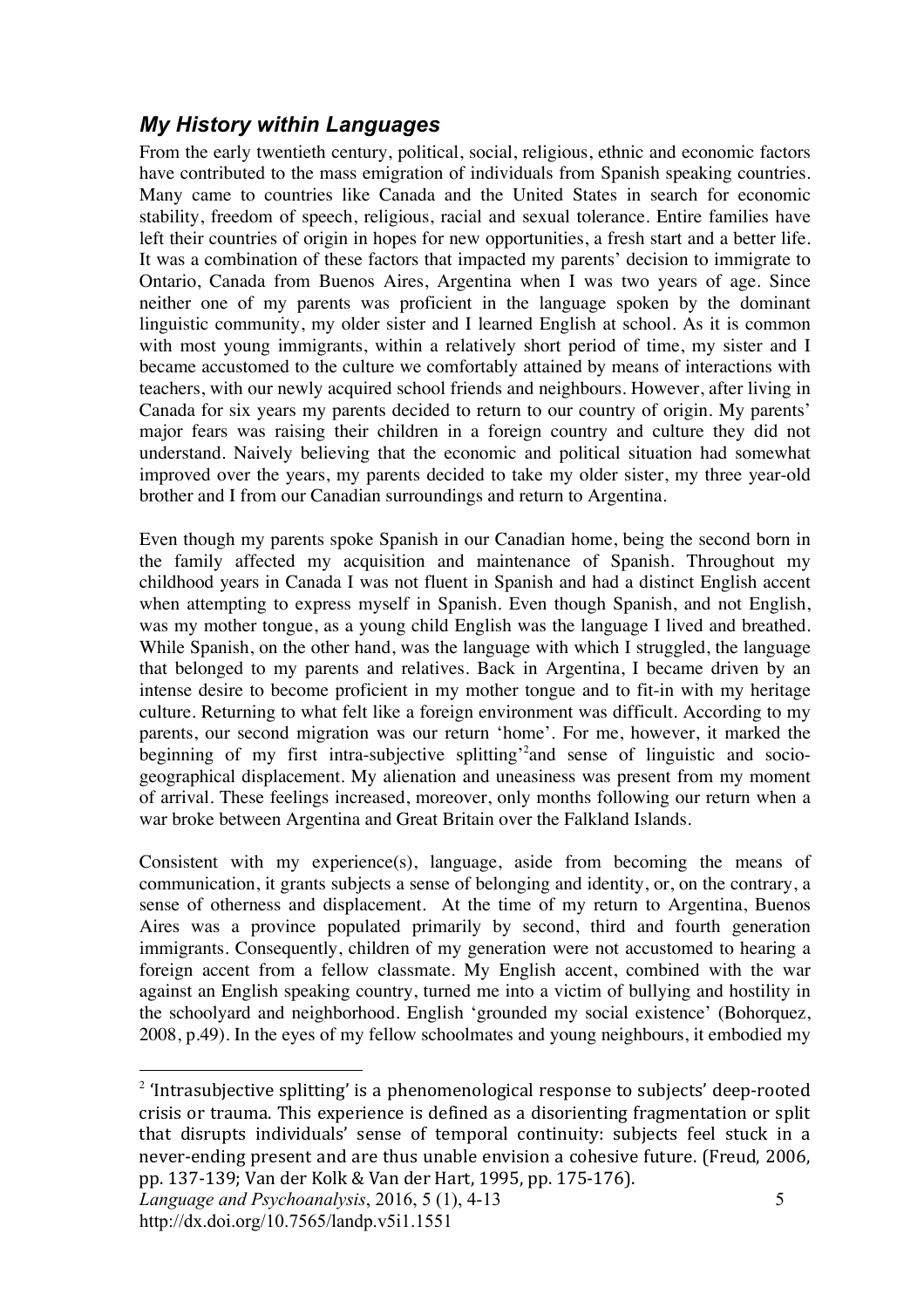## *My History within Languages*

From the early twentieth century, political, social, religious, ethnic and economic factors have contributed to the mass emigration of individuals from Spanish speaking countries. Many came to countries like Canada and the United States in search for economic stability, freedom of speech, religious, racial and sexual tolerance. Entire families have left their countries of origin in hopes for new opportunities, a fresh start and a better life. It was a combination of these factors that impacted my parents' decision to immigrate to Ontario, Canada from Buenos Aires, Argentina when I was two years of age. Since neither one of my parents was proficient in the language spoken by the dominant linguistic community, my older sister and I learned English at school. As it is common with most young immigrants, within a relatively short period of time, my sister and I became accustomed to the culture we comfortably attained by means of interactions with teachers, with our newly acquired school friends and neighbours. However, after living in Canada for six years my parents decided to return to our country of origin. My parents' major fears was raising their children in a foreign country and culture they did not understand. Naively believing that the economic and political situation had somewhat improved over the years, my parents decided to take my older sister, my three year-old brother and I from our Canadian surroundings and return to Argentina.

Even though my parents spoke Spanish in our Canadian home, being the second born in the family affected my acquisition and maintenance of Spanish. Throughout my childhood years in Canada I was not fluent in Spanish and had a distinct English accent when attempting to express myself in Spanish. Even though Spanish, and not English, was my mother tongue, as a young child English was the language I lived and breathed. While Spanish, on the other hand, was the language with which I struggled, the language that belonged to my parents and relatives. Back in Argentina, I became driven by an intense desire to become proficient in my mother tongue and to fit-in with my heritage culture. Returning to what felt like a foreign environment was difficult. According to my parents, our second migration was our return 'home'. For me, however, it marked the beginning of my first intra-subjective splitting'[2]and sense of linguistic and socio-geographical displacement. My alienation and uneasiness was present from my moment of arrival. These feelings increased, moreover, only months following our return when a war broke between Argentina and Great Britain over the Falkland Islands.

Consistent with my experience(s), language, aside from becoming the means of communication, it grants subjects a sense of belonging and identity, or, on the contrary, a sense of otherness and displacement. At the time of my return to Argentina, Buenos Aires was a province populated primarily by second, third and fourth generation immigrants. Consequently, children of my generation were not accustomed to hearing a foreign accent from a fellow classmate. My English accent, combined with the war against an English speaking country, turned me into a victim of bullying and hostility in the schoolyard and neighborhood. English 'grounded my social existence' (Bohorquez, 2008, p.49). In the eyes of my fellow schoolmates and young neighbours, it embodied my

[2] 'Intrasubjective splitting' is a phenomenological response to subjects' deep-rooted crisis or trauma. This experience is defined as a disorienting fragmentation or split that disrupts individuals' sense of temporal continuity: subjects feel stuck in a never-ending present and are thus unable envision a cohesive future. (Freud, 2006, pp. 137-139; Van der Kolk & Van der Hart, 1995, pp. 175-176).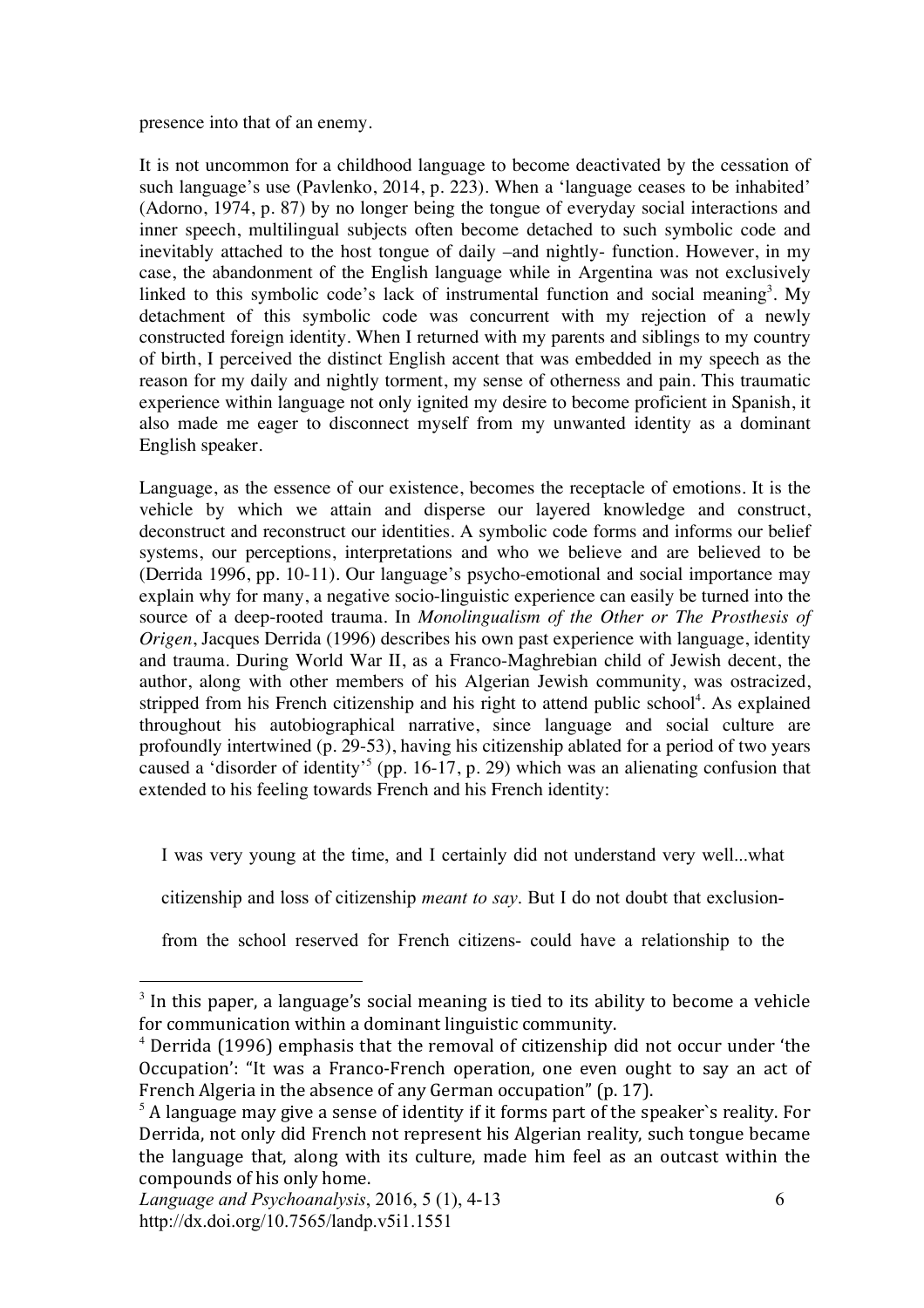presence into that of an enemy.

It is not uncommon for a childhood language to become deactivated by the cessation of such language's use (Pavlenko, 2014, p. 223). When a 'language ceases to be inhabited' (Adorno, 1974, p. 87) by no longer being the tongue of everyday social interactions and inner speech, multilingual subjects often become detached to such symbolic code and inevitably attached to the host tongue of daily –and nightly- function. However, in my case, the abandonment of the English language while in Argentina was not exclusively linked to this symbolic code's lack of instrumental function and social meaning[3]. My detachment of this symbolic code was concurrent with my rejection of a newly constructed foreign identity. When I returned with my parents and siblings to my country of birth, I perceived the distinct English accent that was embedded in my speech as the reason for my daily and nightly torment, my sense of otherness and pain. This traumatic experience within language not only ignited my desire to become proficient in Spanish, it also made me eager to disconnect myself from my unwanted identity as a dominant English speaker.

Language, as the essence of our existence, becomes the receptacle of emotions. It is the vehicle by which we attain and disperse our layered knowledge and construct, deconstruct and reconstruct our identities. A symbolic code forms and informs our belief systems, our perceptions, interpretations and who we believe and are believed to be (Derrida 1996, pp. 10-11). Our language's psycho-emotional and social importance may explain why for many, a negative socio-linguistic experience can easily be turned into the source of a deep-rooted trauma. In *Monolingualism of the Other or The Prosthesis of Origen*, Jacques Derrida (1996) describes his own past experience with language, identity and trauma. During World War II, as a Franco-Maghrebian child of Jewish decent, the author, along with other members of his Algerian Jewish community, was ostracized, stripped from his French citizenship and his right to attend public school[4]. As explained throughout his autobiographical narrative, since language and social culture are profoundly intertwined (p. 29-53), having his citizenship ablated for a period of two years caused a 'disorder of identity'[5] (pp. 16-17, p. 29) which was an alienating confusion that extended to his feeling towards French and his French identity:

> I was very young at the time, and I certainly did not understand very well...what citizenship and loss of citizenship *meant to say*. But I do not doubt that exclusion- from the school reserved for French citizens- could have a relationship to the

---

[3] In this paper, a language's social meaning is tied to its ability to become a vehicle for communication within a dominant linguistic community.

[4] Derrida (1996) emphasis that the removal of citizenship did not occur under 'the Occupation': "It was a Franco-French operation, one even ought to say an act of French Algeria in the absence of any German occupation" (p. 17).

[5] A language may give a sense of identity if it forms part of the speaker's reality. For Derrida, not only did French not represent his Algerian reality, such tongue became the language that, along with its culture, made him feel as an outcast within the compounds of his only home.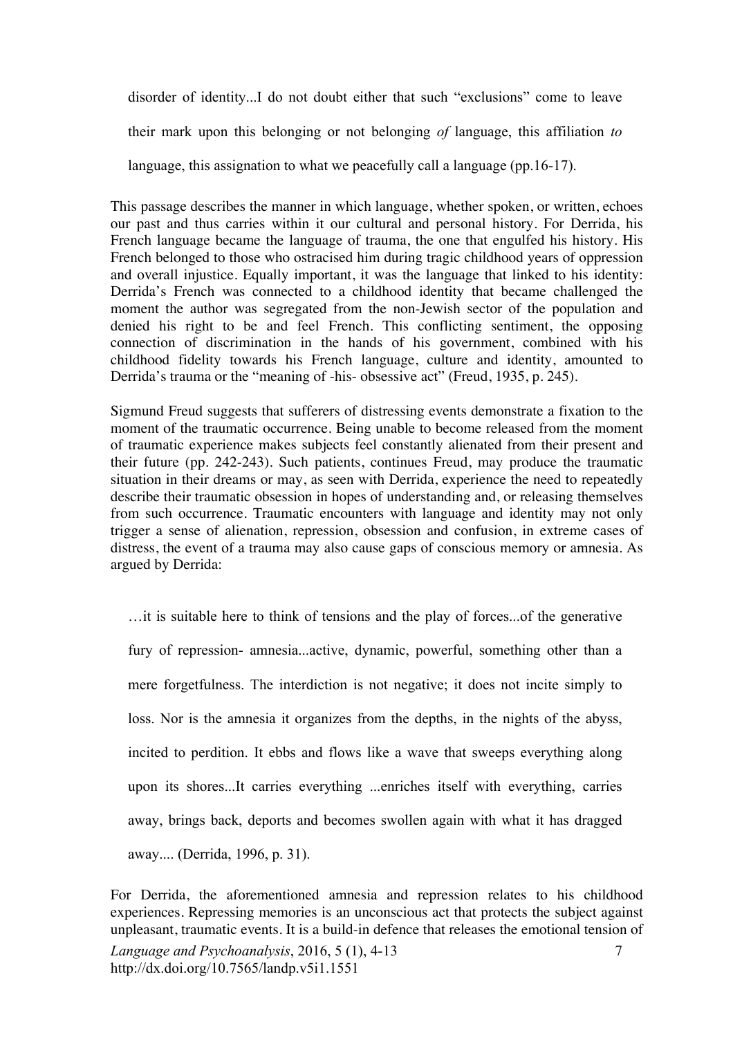> disorder of identity...I do not doubt either that such "exclusions" come to leave their mark upon this belonging or not belonging *of* language, this affiliation *to* language, this assignation to what we peacefully call a language (pp.16-17).

This passage describes the manner in which language, whether spoken, or written, echoes our past and thus carries within it our cultural and personal history. For Derrida, his French language became the language of trauma, the one that engulfed his history. His French belonged to those who ostracised him during tragic childhood years of oppression and overall injustice. Equally important, it was the language that linked to his identity: Derrida's French was connected to a childhood identity that became challenged the moment the author was segregated from the non-Jewish sector of the population and denied his right to be and feel French. This conflicting sentiment, the opposing connection of discrimination in the hands of his government, combined with his childhood fidelity towards his French language, culture and identity, amounted to Derrida's trauma or the "meaning of -his- obsessive act" (Freud, 1935, p. 245).

Sigmund Freud suggests that sufferers of distressing events demonstrate a fixation to the moment of the traumatic occurrence. Being unable to become released from the moment of traumatic experience makes subjects feel constantly alienated from their present and their future (pp. 242-243). Such patients, continues Freud, may produce the traumatic situation in their dreams or may, as seen with Derrida, experience the need to repeatedly describe their traumatic obsession in hopes of understanding and, or releasing themselves from such occurrence. Traumatic encounters with language and identity may not only trigger a sense of alienation, repression, obsession and confusion, in extreme cases of distress, the event of a trauma may also cause gaps of conscious memory or amnesia. As argued by Derrida:

> …it is suitable here to think of tensions and the play of forces...of the generative fury of repression- amnesia...active, dynamic, powerful, something other than a mere forgetfulness. The interdiction is not negative; it does not incite simply to loss. Nor is the amnesia it organizes from the depths, in the nights of the abyss, incited to perdition. It ebbs and flows like a wave that sweeps everything along upon its shores...It carries everything ...enriches itself with everything, carries away, brings back, deports and becomes swollen again with what it has dragged away.... (Derrida, 1996, p. 31).

For Derrida, the aforementioned amnesia and repression relates to his childhood experiences. Repressing memories is an unconscious act that protects the subject against unpleasant, traumatic events. It is a build-in defence that releases the emotional tension of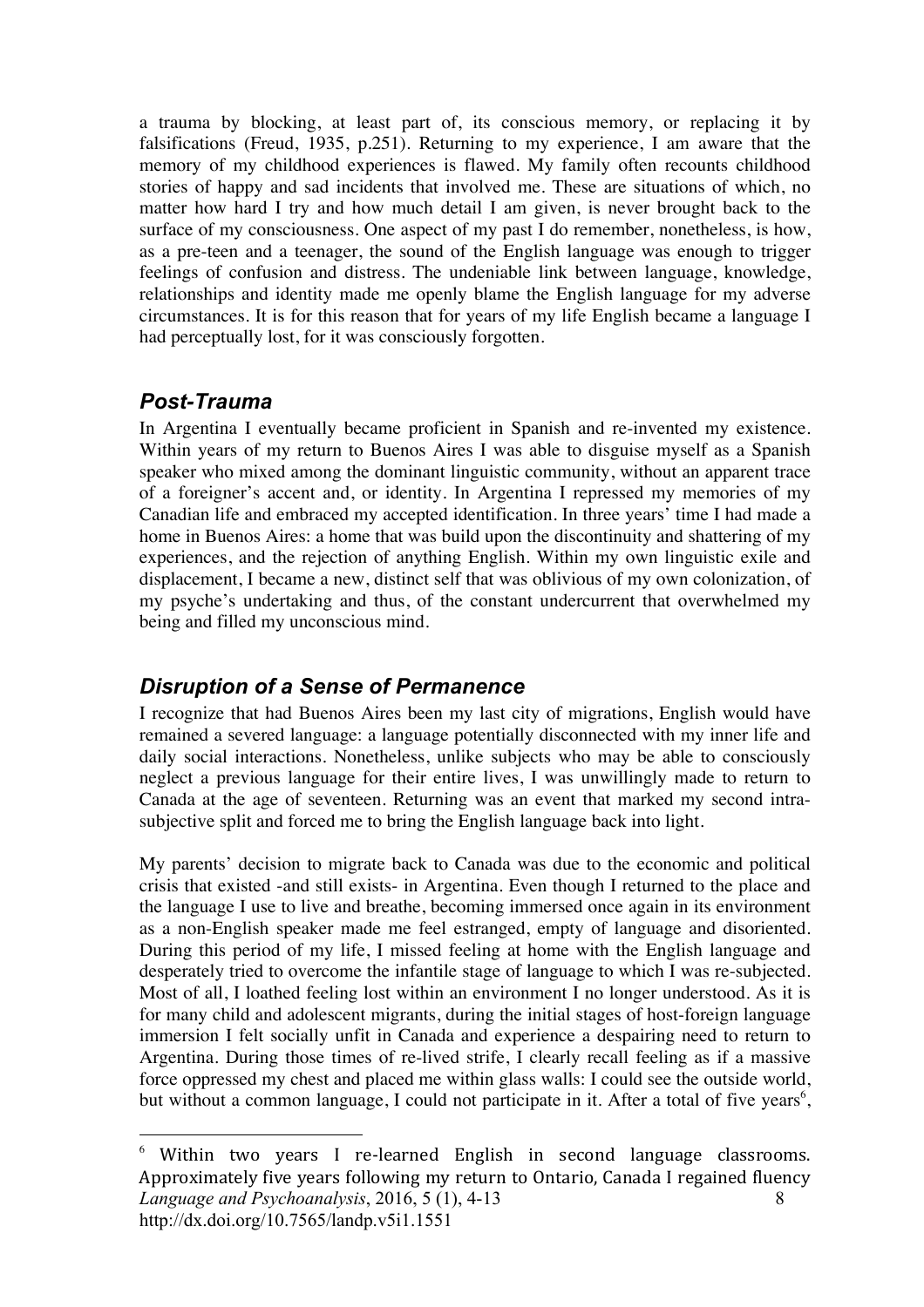a trauma by blocking, at least part of, its conscious memory, or replacing it by falsifications (Freud, 1935, p.251). Returning to my experience, I am aware that the memory of my childhood experiences is flawed. My family often recounts childhood stories of happy and sad incidents that involved me. These are situations of which, no matter how hard I try and how much detail I am given, is never brought back to the surface of my consciousness. One aspect of my past I do remember, nonetheless, is how, as a pre-teen and a teenager, the sound of the English language was enough to trigger feelings of confusion and distress. The undeniable link between language, knowledge, relationships and identity made me openly blame the English language for my adverse circumstances. It is for this reason that for years of my life English became a language I had perceptually lost, for it was consciously forgotten.

## *Post-Trauma*

In Argentina I eventually became proficient in Spanish and re-invented my existence. Within years of my return to Buenos Aires I was able to disguise myself as a Spanish speaker who mixed among the dominant linguistic community, without an apparent trace of a foreigner's accent and, or identity. In Argentina I repressed my memories of my Canadian life and embraced my accepted identification. In three years' time I had made a home in Buenos Aires: a home that was build upon the discontinuity and shattering of my experiences, and the rejection of anything English. Within my own linguistic exile and displacement, I became a new, distinct self that was oblivious of my own colonization, of my psyche's undertaking and thus, of the constant undercurrent that overwhelmed my being and filled my unconscious mind.

## *Disruption of a Sense of Permanence*

I recognize that had Buenos Aires been my last city of migrations, English would have remained a severed language: a language potentially disconnected with my inner life and daily social interactions. Nonetheless, unlike subjects who may be able to consciously neglect a previous language for their entire lives, I was unwillingly made to return to Canada at the age of seventeen. Returning was an event that marked my second intra-subjective split and forced me to bring the English language back into light.

My parents' decision to migrate back to Canada was due to the economic and political crisis that existed -and still exists- in Argentina. Even though I returned to the place and the language I use to live and breathe, becoming immersed once again in its environment as a non-English speaker made me feel estranged, empty of language and disoriented. During this period of my life, I missed feeling at home with the English language and desperately tried to overcome the infantile stage of language to which I was re-subjected. Most of all, I loathed feeling lost within an environment I no longer understood. As it is for many child and adolescent migrants, during the initial stages of host-foreign language immersion I felt socially unfit in Canada and experience a despairing need to return to Argentina. During those times of re-lived strife, I clearly recall feeling as if a massive force oppressed my chest and placed me within glass walls: I could see the outside world, but without a common language, I could not participate in it. After a total of five years[6],

[6] Within two years I re-learned English in second language classrooms. Approximately five years following my return to Ontario, Canada I regained fluency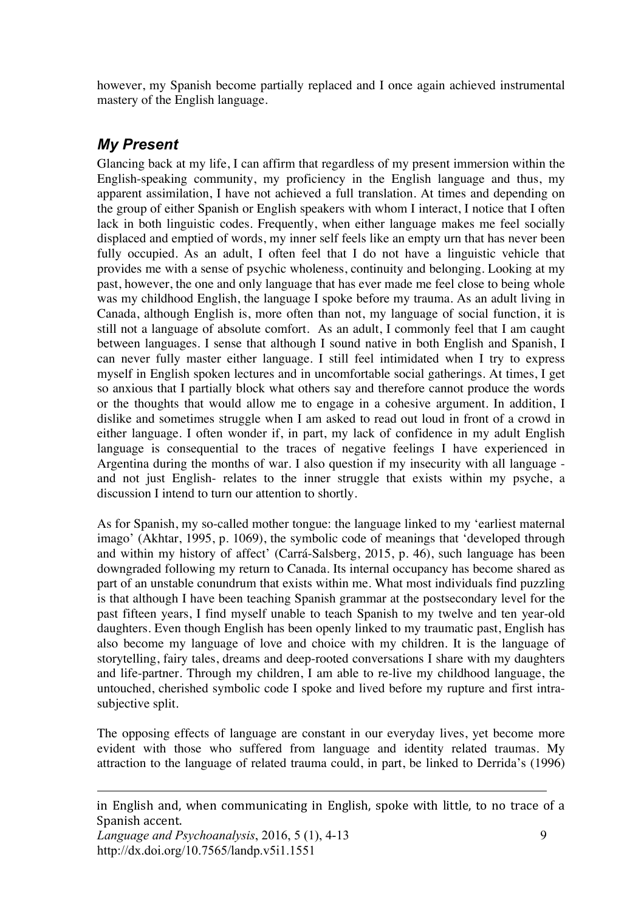however, my Spanish become partially replaced and I once again achieved instrumental mastery of the English language.

## *My Present*

Glancing back at my life, I can affirm that regardless of my present immersion within the English-speaking community, my proficiency in the English language and thus, my apparent assimilation, I have not achieved a full translation. At times and depending on the group of either Spanish or English speakers with whom I interact, I notice that I often lack in both linguistic codes. Frequently, when either language makes me feel socially displaced and emptied of words, my inner self feels like an empty urn that has never been fully occupied. As an adult, I often feel that I do not have a linguistic vehicle that provides me with a sense of psychic wholeness, continuity and belonging. Looking at my past, however, the one and only language that has ever made me feel close to being whole was my childhood English, the language I spoke before my trauma. As an adult living in Canada, although English is, more often than not, my language of social function, it is still not a language of absolute comfort. As an adult, I commonly feel that I am caught between languages. I sense that although I sound native in both English and Spanish, I can never fully master either language. I still feel intimidated when I try to express myself in English spoken lectures and in uncomfortable social gatherings. At times, I get so anxious that I partially block what others say and therefore cannot produce the words or the thoughts that would allow me to engage in a cohesive argument. In addition, I dislike and sometimes struggle when I am asked to read out loud in front of a crowd in either language. I often wonder if, in part, my lack of confidence in my adult English language is consequential to the traces of negative feelings I have experienced in Argentina during the months of war. I also question if my insecurity with all language - and not just English- relates to the inner struggle that exists within my psyche, a discussion I intend to turn our attention to shortly.

As for Spanish, my so-called mother tongue: the language linked to my 'earliest maternal imago' (Akhtar, 1995, p. 1069), the symbolic code of meanings that 'developed through and within my history of affect' (Carrá-Salsberg, 2015, p. 46), such language has been downgraded following my return to Canada. Its internal occupancy has become shared as part of an unstable conundrum that exists within me. What most individuals find puzzling is that although I have been teaching Spanish grammar at the postsecondary level for the past fifteen years, I find myself unable to teach Spanish to my twelve and ten year-old daughters. Even though English has been openly linked to my traumatic past, English has also become my language of love and choice with my children. It is the language of storytelling, fairy tales, dreams and deep-rooted conversations I share with my daughters and life-partner. Through my children, I am able to re-live my childhood language, the untouched, cherished symbolic code I spoke and lived before my rupture and first intra-subjective split.

The opposing effects of language are constant in our everyday lives, yet become more evident with those who suffered from language and identity related traumas. My attraction to the language of related trauma could, in part, be linked to Derrida's (1996)

---

in English and, when communicating in English, spoke with little, to no trace of a Spanish accent.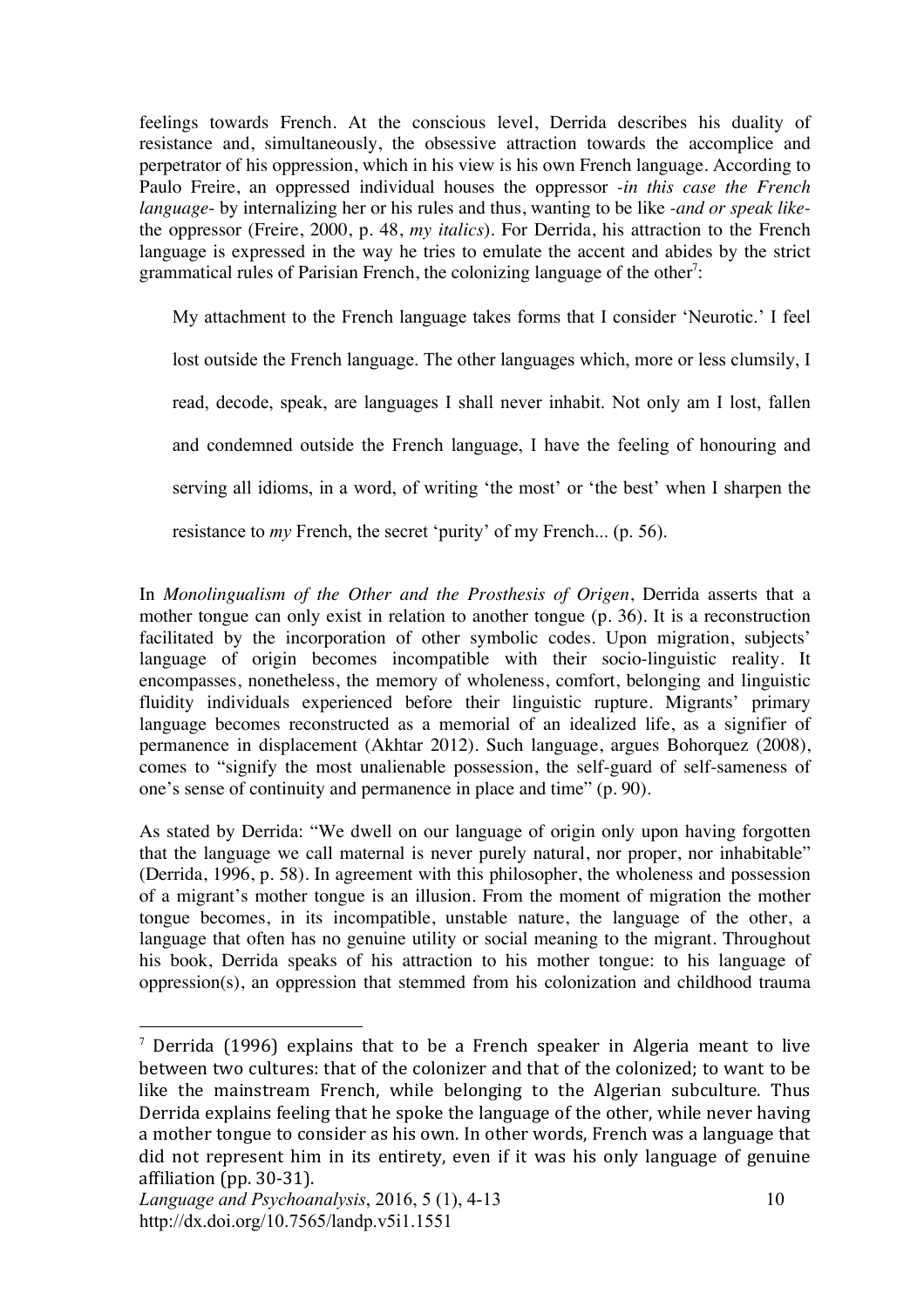feelings towards French. At the conscious level, Derrida describes his duality of resistance and, simultaneously, the obsessive attraction towards the accomplice and perpetrator of his oppression, which in his view is his own French language. According to Paulo Freire, an oppressed individual houses the oppressor *-in this case the French language-* by internalizing her or his rules and thus, wanting to be like *-and or speak like-* the oppressor (Freire, 2000, p. 48, *my italics*). For Derrida, his attraction to the French language is expressed in the way he tries to emulate the accent and abides by the strict grammatical rules of Parisian French, the colonizing language of the other[7]:

> My attachment to the French language takes forms that I consider 'Neurotic.' I feel lost outside the French language. The other languages which, more or less clumsily, I read, decode, speak, are languages I shall never inhabit. Not only am I lost, fallen and condemned outside the French language, I have the feeling of honouring and serving all idioms, in a word, of writing 'the most' or 'the best' when I sharpen the resistance to *my* French, the secret 'purity' of my French... (p. 56).

In *Monolingualism of the Other and the Prosthesis of Origen*, Derrida asserts that a mother tongue can only exist in relation to another tongue (p. 36). It is a reconstruction facilitated by the incorporation of other symbolic codes. Upon migration, subjects' language of origin becomes incompatible with their socio-linguistic reality. It encompasses, nonetheless, the memory of wholeness, comfort, belonging and linguistic fluidity individuals experienced before their linguistic rupture. Migrants' primary language becomes reconstructed as a memorial of an idealized life, as a signifier of permanence in displacement (Akhtar 2012). Such language, argues Bohorquez (2008), comes to "signify the most unalienable possession, the self-guard of self-sameness of one's sense of continuity and permanence in place and time" (p. 90).

As stated by Derrida: "We dwell on our language of origin only upon having forgotten that the language we call maternal is never purely natural, nor proper, nor inhabitable" (Derrida, 1996, p. 58). In agreement with this philosopher, the wholeness and possession of a migrant's mother tongue is an illusion. From the moment of migration the mother tongue becomes, in its incompatible, unstable nature, the language of the other, a language that often has no genuine utility or social meaning to the migrant. Throughout his book, Derrida speaks of his attraction to his mother tongue: to his language of oppression(s), an oppression that stemmed from his colonization and childhood trauma

---

[7] Derrida (1996) explains that to be a French speaker in Algeria meant to live between two cultures: that of the colonizer and that of the colonized; to want to be like the mainstream French, while belonging to the Algerian subculture. Thus Derrida explains feeling that he spoke the language of the other, while never having a mother tongue to consider as his own. In other words, French was a language that did not represent him in its entirety, even if it was his only language of genuine affiliation (pp. 30-31).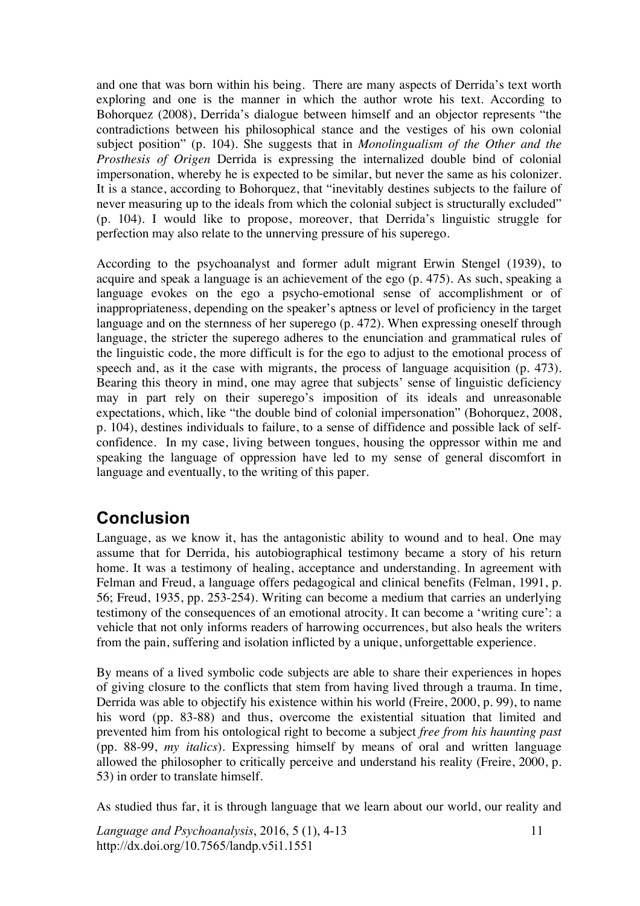and one that was born within his being. There are many aspects of Derrida's text worth exploring and one is the manner in which the author wrote his text. According to Bohorquez (2008), Derrida's dialogue between himself and an objector represents "the contradictions between his philosophical stance and the vestiges of his own colonial subject position" (p. 104). She suggests that in *Monolingualism of the Other and the Prosthesis of Origen* Derrida is expressing the internalized double bind of colonial impersonation, whereby he is expected to be similar, but never the same as his colonizer. It is a stance, according to Bohorquez, that "inevitably destines subjects to the failure of never measuring up to the ideals from which the colonial subject is structurally excluded" (p. 104). I would like to propose, moreover, that Derrida's linguistic struggle for perfection may also relate to the unnerving pressure of his superego.

According to the psychoanalyst and former adult migrant Erwin Stengel (1939), to acquire and speak a language is an achievement of the ego (p. 475). As such, speaking a language evokes on the ego a psycho-emotional sense of accomplishment or of inappropriateness, depending on the speaker's aptness or level of proficiency in the target language and on the sternness of her superego (p. 472). When expressing oneself through language, the stricter the superego adheres to the enunciation and grammatical rules of the linguistic code, the more difficult is for the ego to adjust to the emotional process of speech and, as it the case with migrants, the process of language acquisition (p. 473). Bearing this theory in mind, one may agree that subjects' sense of linguistic deficiency may in part rely on their superego's imposition of its ideals and unreasonable expectations, which, like "the double bind of colonial impersonation" (Bohorquez, 2008, p. 104), destines individuals to failure, to a sense of diffidence and possible lack of self-confidence. In my case, living between tongues, housing the oppressor within me and speaking the language of oppression have led to my sense of general discomfort in language and eventually, to the writing of this paper.

## Conclusion

Language, as we know it, has the antagonistic ability to wound and to heal. One may assume that for Derrida, his autobiographical testimony became a story of his return home. It was a testimony of healing, acceptance and understanding. In agreement with Felman and Freud, a language offers pedagogical and clinical benefits (Felman, 1991, p. 56; Freud, 1935, pp. 253-254). Writing can become a medium that carries an underlying testimony of the consequences of an emotional atrocity. It can become a 'writing cure': a vehicle that not only informs readers of harrowing occurrences, but also heals the writers from the pain, suffering and isolation inflicted by a unique, unforgettable experience.

By means of a lived symbolic code subjects are able to share their experiences in hopes of giving closure to the conflicts that stem from having lived through a trauma. In time, Derrida was able to objectify his existence within his world (Freire, 2000, p. 99), to name his word (pp. 83-88) and thus, overcome the existential situation that limited and prevented him from his ontological right to become a subject *free from his haunting past* (pp. 88-99, *my italics*). Expressing himself by means of oral and written language allowed the philosopher to critically perceive and understand his reality (Freire, 2000, p. 53) in order to translate himself.

As studied thus far, it is through language that we learn about our world, our reality and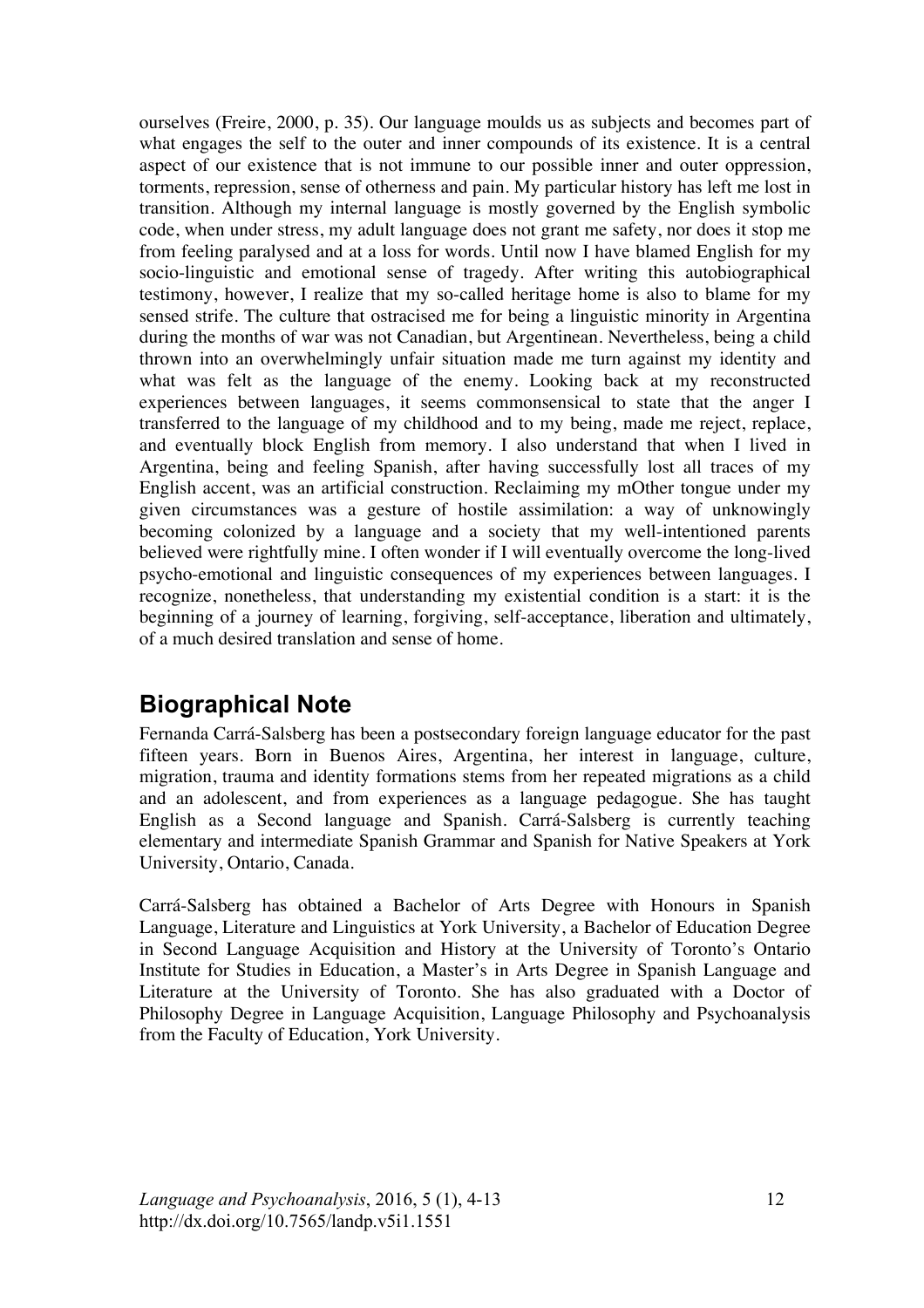ourselves (Freire, 2000, p. 35). Our language moulds us as subjects and becomes part of what engages the self to the outer and inner compounds of its existence. It is a central aspect of our existence that is not immune to our possible inner and outer oppression, torments, repression, sense of otherness and pain. My particular history has left me lost in transition. Although my internal language is mostly governed by the English symbolic code, when under stress, my adult language does not grant me safety, nor does it stop me from feeling paralysed and at a loss for words. Until now I have blamed English for my socio-linguistic and emotional sense of tragedy. After writing this autobiographical testimony, however, I realize that my so-called heritage home is also to blame for my sensed strife. The culture that ostracised me for being a linguistic minority in Argentina during the months of war was not Canadian, but Argentinean. Nevertheless, being a child thrown into an overwhelmingly unfair situation made me turn against my identity and what was felt as the language of the enemy. Looking back at my reconstructed experiences between languages, it seems commonsensical to state that the anger I transferred to the language of my childhood and to my being, made me reject, replace, and eventually block English from memory. I also understand that when I lived in Argentina, being and feeling Spanish, after having successfully lost all traces of my English accent, was an artificial construction. Reclaiming my mOther tongue under my given circumstances was a gesture of hostile assimilation: a way of unknowingly becoming colonized by a language and a society that my well-intentioned parents believed were rightfully mine. I often wonder if I will eventually overcome the long-lived psycho-emotional and linguistic consequences of my experiences between languages. I recognize, nonetheless, that understanding my existential condition is a start: it is the beginning of a journey of learning, forgiving, self-acceptance, liberation and ultimately, of a much desired translation and sense of home.

## Biographical Note

Fernanda Carrá-Salsberg has been a postsecondary foreign language educator for the past fifteen years. Born in Buenos Aires, Argentina, her interest in language, culture, migration, trauma and identity formations stems from her repeated migrations as a child and an adolescent, and from experiences as a language pedagogue. She has taught English as a Second language and Spanish. Carrá-Salsberg is currently teaching elementary and intermediate Spanish Grammar and Spanish for Native Speakers at York University, Ontario, Canada.

Carrá-Salsberg has obtained a Bachelor of Arts Degree with Honours in Spanish Language, Literature and Linguistics at York University, a Bachelor of Education Degree in Second Language Acquisition and History at the University of Toronto's Ontario Institute for Studies in Education, a Master's in Arts Degree in Spanish Language and Literature at the University of Toronto. She has also graduated with a Doctor of Philosophy Degree in Language Acquisition, Language Philosophy and Psychoanalysis from the Faculty of Education, York University.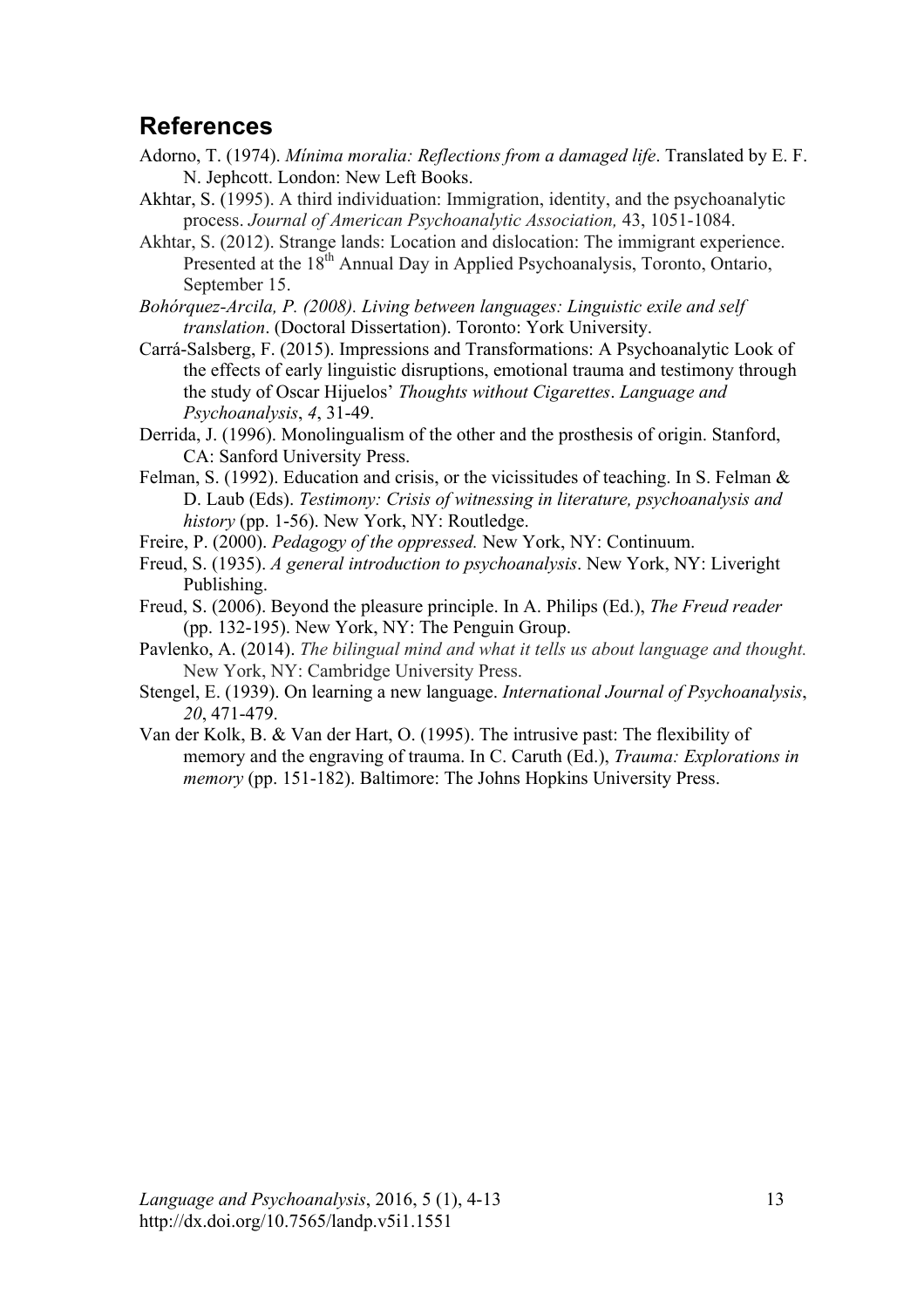## References

Adorno, T. (1974). *Mínima moralia: Reflections from a damaged life*. Translated by E. F. N. Jephcott. London: New Left Books.

Akhtar, S. (1995). A third individuation: Immigration, identity, and the psychoanalytic process. *Journal of American Psychoanalytic Association,* 43, 1051-1084.

Akhtar, S. (2012). Strange lands: Location and dislocation: The immigrant experience. Presented at the 18th Annual Day in Applied Psychoanalysis, Toronto, Ontario, September 15.

*Bohórquez-Arcila, P. (2008). Living between languages: Linguistic exile and self translation*. (Doctoral Dissertation). Toronto: York University.

Carrá-Salsberg, F. (2015). Impressions and Transformations: A Psychoanalytic Look of the effects of early linguistic disruptions, emotional trauma and testimony through the study of Oscar Hijuelos' *Thoughts without Cigarettes*. *Language and Psychoanalysis*, *4*, 31-49.

Derrida, J. (1996). Monolingualism of the other and the prosthesis of origin. Stanford, CA: Sanford University Press.

Felman, S. (1992). Education and crisis, or the vicissitudes of teaching. In S. Felman & D. Laub (Eds). *Testimony: Crisis of witnessing in literature, psychoanalysis and history* (pp. 1-56). New York, NY: Routledge.

Freire, P. (2000). *Pedagogy of the oppressed.* New York, NY: Continuum.

Freud, S. (1935). *A general introduction to psychoanalysis*. New York, NY: Liveright Publishing.

Freud, S. (2006). Beyond the pleasure principle. In A. Philips (Ed.), *The Freud reader* (pp. 132-195). New York, NY: The Penguin Group.

Pavlenko, A. (2014). *The bilingual mind and what it tells us about language and thought.* New York, NY: Cambridge University Press.

Stengel, E. (1939). On learning a new language. *International Journal of Psychoanalysis*, *20*, 471-479.

Van der Kolk, B. & Van der Hart, O. (1995). The intrusive past: The flexibility of memory and the engraving of trauma. In C. Caruth (Ed.), *Trauma: Explorations in memory* (pp. 151-182). Baltimore: The Johns Hopkins University Press.